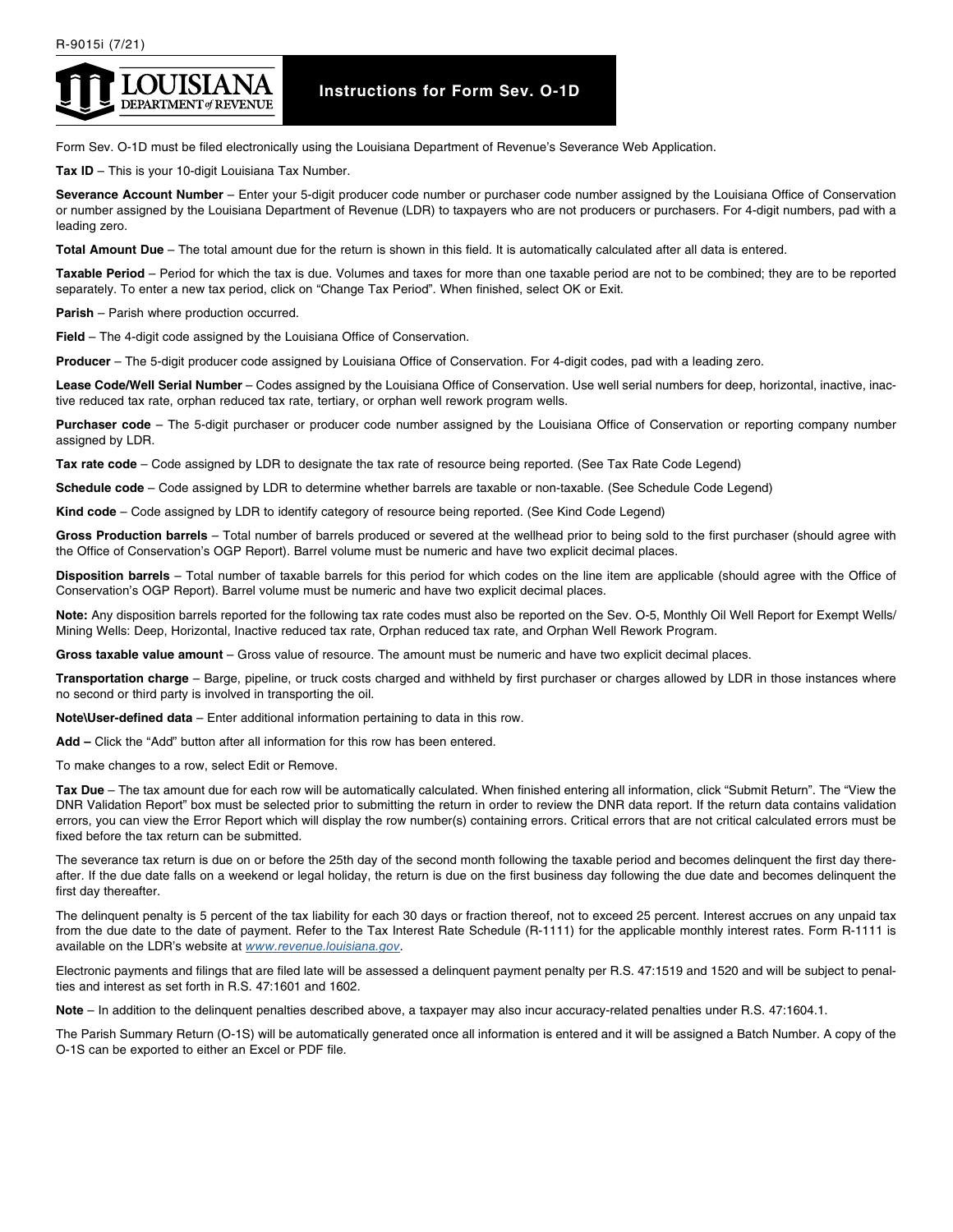R-9015i (7/21)

# Instructions for Form Sev. O-1D

Form Sev. O-1D must be filed electronically using the Louisiana Department of Revenue's Severance Web Application.

**Tax ID** – This is your 10-digit Louisiana Tax Number.

**Severance Account Number** – Enter your 5-digit producer code number or purchaser code number assigned by the Louisiana Office of Conservation or number assigned by the Louisiana Department of Revenue (LDR) to taxpayers who are not producers or purchasers. For 4-digit numbers, pad with a leading zero.

**Total Amount Due** – The total amount due for the return is shown in this field. It is automatically calculated after all data is entered.

**Taxable Period** – Period for which the tax is due. Volumes and taxes for more than one taxable period are not to be combined; they are to be reported separately. To enter a new tax period, click on "Change Tax Period". When finished, select OK or Exit.

**Parish** – Parish where production occurred.

**Field** – The 4-digit code assigned by the Louisiana Office of Conservation.

**Producer** – The 5-digit producer code assigned by Louisiana Office of Conservation. For 4-digit codes, pad with a leading zero.

**Lease Code/Well Serial Number** – Codes assigned by the Louisiana Office of Conservation. Use well serial numbers for deep, horizontal, inactive, inactive reduced tax rate, orphan reduced tax rate, tertiary, or orphan well rework program wells.

**Purchaser code** – The 5-digit purchaser or producer code number assigned by the Louisiana Office of Conservation or reporting company number assigned by LDR.

**Tax rate code** – Code assigned by LDR to designate the tax rate of resource being reported. (See Tax Rate Code Legend)

**Schedule code** – Code assigned by LDR to determine whether barrels are taxable or non-taxable. (See Schedule Code Legend)

**Kind code** – Code assigned by LDR to identify category of resource being reported. (See Kind Code Legend)

**Gross Production barrels** – Total number of barrels produced or severed at the wellhead prior to being sold to the first purchaser (should agree with the Office of Conservation's OGP Report). Barrel volume must be numeric and have two explicit decimal places.

**Disposition barrels** – Total number of taxable barrels for this period for which codes on the line item are applicable (should agree with the Office of Conservation's OGP Report). Barrel volume must be numeric and have two explicit decimal places.

**Note:** Any disposition barrels reported for the following tax rate codes must also be reported on the Sev. O-5, Monthly Oil Well Report for Exempt Wells/Mining Wells: Deep, Horizontal, Inactive reduced tax rate, Orphan reduced tax rate, and Orphan Well Rework Program.

**Gross taxable value amount** – Gross value of resource. The amount must be numeric and have two explicit decimal places.

**Transportation charge** – Barge, pipeline, or truck costs charged and withheld by first purchaser or charges allowed by LDR in those instances where no second or third party is involved in transporting the oil.

**Note\User-defined data** – Enter additional information pertaining to data in this row.

**Add –** Click the "Add" button after all information for this row has been entered.

To make changes to a row, select Edit or Remove.

**Tax Due** – The tax amount due for each row will be automatically calculated. When finished entering all information, click "Submit Return". The "View the DNR Validation Report" box must be selected prior to submitting the return in order to review the DNR data report. If the return data contains validation errors, you can view the Error Report which will display the row number(s) containing errors. Critical errors that are not critical calculated errors must be fixed before the tax return can be submitted.

The severance tax return is due on or before the 25th day of the second month following the taxable period and becomes delinquent the first day thereafter. If the due date falls on a weekend or legal holiday, the return is due on the first business day following the due date and becomes delinquent the first day thereafter.

The delinquent penalty is 5 percent of the tax liability for each 30 days or fraction thereof, not to exceed 25 percent. Interest accrues on any unpaid tax from the due date to the date of payment. Refer to the Tax Interest Rate Schedule (R-1111) for the applicable monthly interest rates. Form R-1111 is available on the LDR's website at *www.revenue.louisiana.gov*.

Electronic payments and filings that are filed late will be assessed a delinquent payment penalty per R.S. 47:1519 and 1520 and will be subject to penalties and interest as set forth in R.S. 47:1601 and 1602.

**Note** – In addition to the delinquent penalties described above, a taxpayer may also incur accuracy-related penalties under R.S. 47:1604.1.

The Parish Summary Return (O-1S) will be automatically generated once all information is entered and it will be assigned a Batch Number. A copy of the O-1S can be exported to either an Excel or PDF file.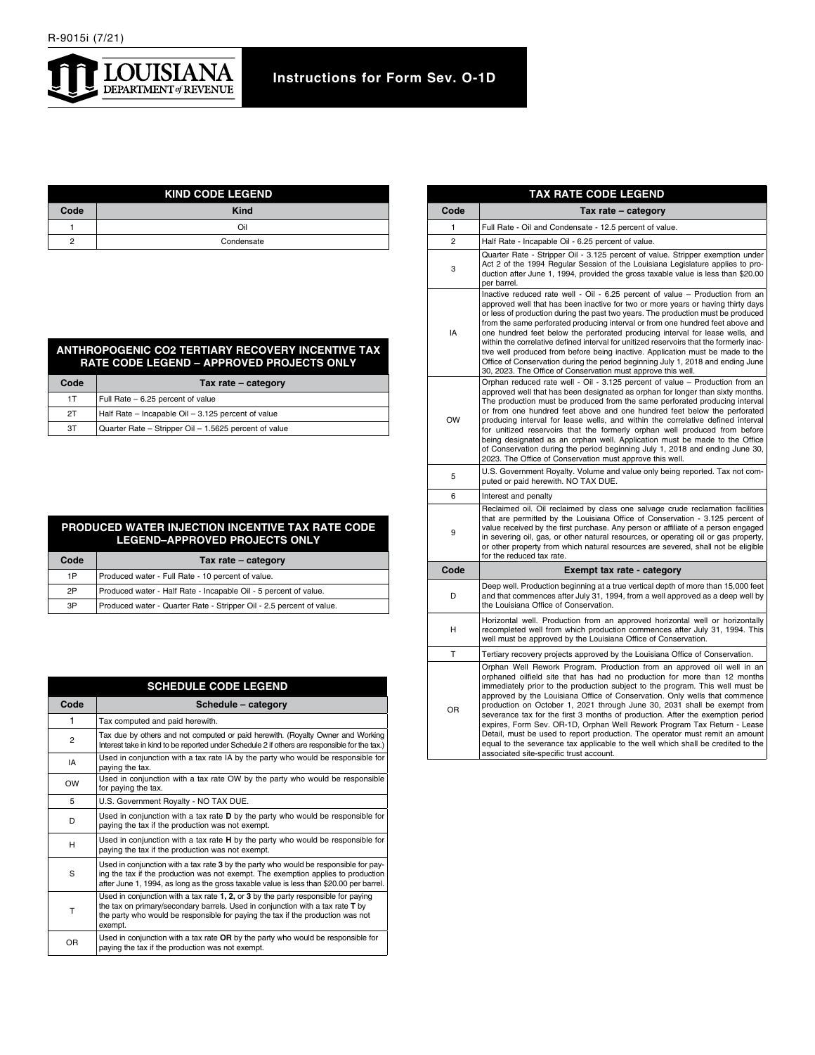R-9015i (7/21)

# Instructions for Form Sev. O-1D

## KIND CODE LEGEND

| Code | Kind |
|---|---|
| 1 | Oil |
| 2 | Condensate |

## ANTHROPOGENIC CO2 TERTIARY RECOVERY INCENTIVE TAX RATE CODE LEGEND – APPROVED PROJECTS ONLY

| Code | Tax rate – category |
|---|---|
| 1T | Full Rate – 6.25 percent of value |
| 2T | Half Rate – Incapable Oil – 3.125 percent of value |
| 3T | Quarter Rate – Stripper Oil – 1.5625 percent of value |

## PRODUCED WATER INJECTION INCENTIVE TAX RATE CODE LEGEND–APPROVED PROJECTS ONLY

| Code | Tax rate – category |
|---|---|
| 1P | Produced water - Full Rate - 10 percent of value. |
| 2P | Produced water - Half Rate - Incapable Oil - 5 percent of value. |
| 3P | Produced water - Quarter Rate - Stripper Oil - 2.5 percent of value. |

## SCHEDULE CODE LEGEND

| Code | Schedule – category |
|---|---|
| 1 | Tax computed and paid herewith. |
| 2 | Tax due by others and not computed or paid herewith. (Royalty Owner and Working Interest take in kind to be reported under Schedule 2 if others are responsible for the tax.) |
| IA | Used in conjunction with a tax rate IA by the party who would be responsible for paying the tax. |
| OW | Used in conjunction with a tax rate OW by the party who would be responsible for paying the tax. |
| 5 | U.S. Government Royalty - NO TAX DUE. |
| D | Used in conjunction with a tax rate **D** by the party who would be responsible for paying the tax if the production was not exempt. |
| H | Used in conjunction with a tax rate **H** by the party who would be responsible for paying the tax if the production was not exempt. |
| S | Used in conjunction with a tax rate **3** by the party who would be responsible for paying the tax if the production was not exempt. The exemption applies to production after June 1, 1994, as long as the gross taxable value is less than $20.00 per barrel. |
| T | Used in conjunction with a tax rate **1, 2,** or **3** by the party responsible for paying the tax on primary/secondary barrels. Used in conjunction with a tax rate **T** by the party who would be responsible for paying the tax if the production was not exempt. |
| OR | Used in conjunction with a tax rate **OR** by the party who would be responsible for paying the tax if the production was not exempt. |

## TAX RATE CODE LEGEND

| Code | Tax rate – category |
|---|---|
| 1 | Full Rate - Oil and Condensate - 12.5 percent of value. |
| 2 | Half Rate - Incapable Oil - 6.25 percent of value. |
| 3 | Quarter Rate - Stripper Oil - 3.125 percent of value. Stripper exemption under Act 2 of the 1994 Regular Session of the Louisiana Legislature applies to production after June 1, 1994, provided the gross taxable value is less than $20.00 per barrel. |
| IA | Inactive reduced rate well - Oil - 6.25 percent of value – Production from an approved well that has been inactive for two or more years or having thirty days or less of production during the past two years. The production must be produced from the same perforated producing interval or from one hundred feet above and one hundred feet below the perforated producing interval for lease wells, and within the correlative defined interval for unitized reservoirs that the formerly inactive well produced from before being inactive. Application must be made to the Office of Conservation during the period beginning July 1, 2018 and ending June 30, 2023. The Office of Conservation must approve this well. |
| OW | Orphan reduced rate well - Oil - 3.125 percent of value – Production from an approved well that has been designated as orphan for longer than sixty months. The production must be produced from the same perforated producing interval or from one hundred feet above and one hundred feet below the perforated producing interval for lease wells, and within the correlative defined interval for unitized reservoirs that the formerly orphan well produced from before being designated as an orphan well. Application must be made to the Office of Conservation during the period beginning July 1, 2018 and ending June 30, 2023. The Office of Conservation must approve this well. |
| 5 | U.S. Government Royalty. Volume and value only being reported. Tax not computed or paid herewith. NO TAX DUE. |
| 6 | Interest and penalty |
| 9 | Reclaimed oil. Oil reclaimed by class one salvage crude reclamation facilities that are permitted by the Louisiana Office of Conservation - 3.125 percent of value received by the first purchase. Any person or affiliate of a person engaged in severing oil, gas, or other natural resources, or operating oil or gas property, or other property from which natural resources are severed, shall not be eligible for the reduced tax rate. |
| **Code** | **Exempt tax rate - category** |
| D | Deep well. Production beginning at a true vertical depth of more than 15,000 feet and that commences after July 31, 1994, from a well approved as a deep well by the Louisiana Office of Conservation. |
| H | Horizontal well. Production from an approved horizontal well or horizontally recompleted well from which production commences after July 31, 1994. This well must be approved by the Louisiana Office of Conservation. |
| T | Tertiary recovery projects approved by the Louisiana Office of Conservation. |
| OR | Orphan Well Rework Program. Production from an approved oil well in an orphaned oilfield site that has had no production for more than 12 months immediately prior to the production subject to the program. This well must be approved by the Louisiana Office of Conservation. Only wells that commence production on October 1, 2021 through June 30, 2031 shall be exempt from severance tax for the first 3 months of production. After the exemption period expires, Form Sev. OR-1D, Orphan Well Rework Program Tax Return - Lease Detail, must be used to report production. The operator must remit an amount equal to the severance tax applicable to the well which shall be credited to the associated site-specific trust account. |